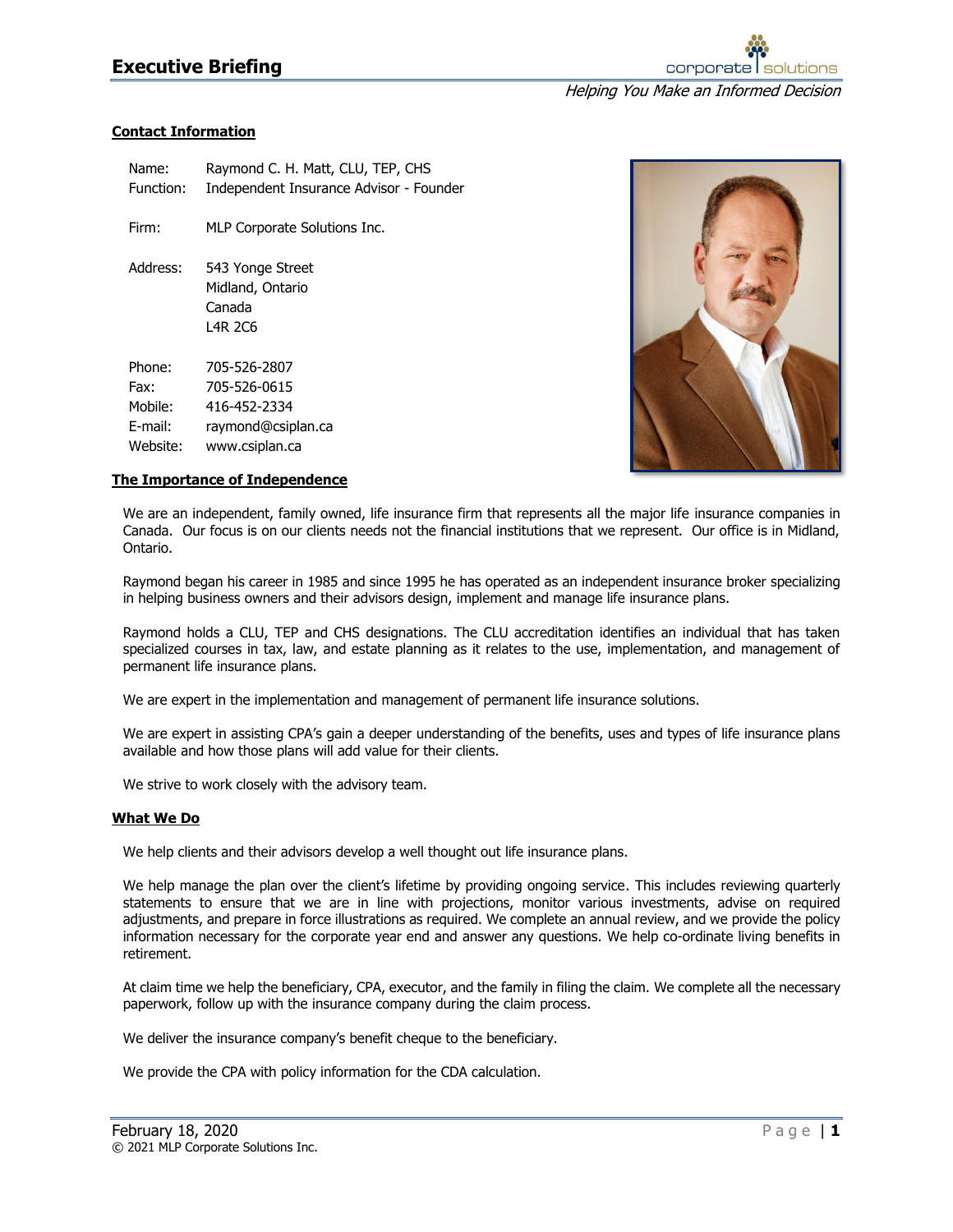# Executive Briefing

*Helping You Make an Informed Decision*

## Contact Information

| | |
|---|---|
| Name: | Raymond C. H. Matt, CLU, TEP, CHS |
| Function: | Independent Insurance Advisor - Founder |
| Firm: | MLP Corporate Solutions Inc. |
| Address: | 543 Yonge Street<br>Midland, Ontario<br>Canada<br>L4R 2C6 |
| Phone: | 705-526-2807 |
| Fax: | 705-526-0615 |
| Mobile: | 416-452-2334 |
| E-mail: | raymond@csiplan.ca |
| Website: | www.csiplan.ca |

## The Importance of Independence

We are an independent, family owned, life insurance firm that represents all the major life insurance companies in Canada. Our focus is on our clients needs not the financial institutions that we represent. Our office is in Midland, Ontario.

Raymond began his career in 1985 and since 1995 he has operated as an independent insurance broker specializing in helping business owners and their advisors design, implement and manage life insurance plans.

Raymond holds a CLU, TEP and CHS designations. The CLU accreditation identifies an individual that has taken specialized courses in tax, law, and estate planning as it relates to the use, implementation, and management of permanent life insurance plans.

We are expert in the implementation and management of permanent life insurance solutions.

We are expert in assisting CPA's gain a deeper understanding of the benefits, uses and types of life insurance plans available and how those plans will add value for their clients.

We strive to work closely with the advisory team.

## What We Do

We help clients and their advisors develop a well thought out life insurance plans.

We help manage the plan over the client's lifetime by providing ongoing service. This includes reviewing quarterly statements to ensure that we are in line with projections, monitor various investments, advise on required adjustments, and prepare in force illustrations as required. We complete an annual review, and we provide the policy information necessary for the corporate year end and answer any questions. We help co-ordinate living benefits in retirement.

At claim time we help the beneficiary, CPA, executor, and the family in filing the claim. We complete all the necessary paperwork, follow up with the insurance company during the claim process.

We deliver the insurance company's benefit cheque to the beneficiary.

We provide the CPA with policy information for the CDA calculation.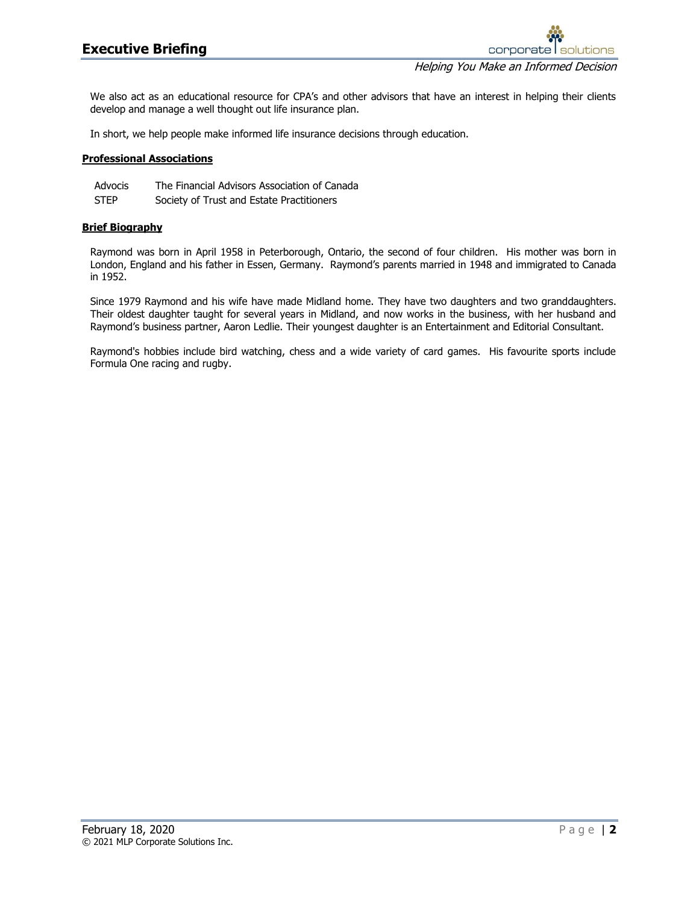We also act as an educational resource for CPA's and other advisors that have an interest in helping their clients develop and manage a well thought out life insurance plan.

In short, we help people make informed life insurance decisions through education.

## Professional Associations

| | |
|---|---|
| Advocis | The Financial Advisors Association of Canada |
| STEP | Society of Trust and Estate Practitioners |

## Brief Biography

Raymond was born in April 1958 in Peterborough, Ontario, the second of four children. His mother was born in London, England and his father in Essen, Germany. Raymond's parents married in 1948 and immigrated to Canada in 1952.

Since 1979 Raymond and his wife have made Midland home. They have two daughters and two granddaughters. Their oldest daughter taught for several years in Midland, and now works in the business, with her husband and Raymond's business partner, Aaron Ledlie. Their youngest daughter is an Entertainment and Editorial Consultant.

Raymond's hobbies include bird watching, chess and a wide variety of card games. His favourite sports include Formula One racing and rugby.